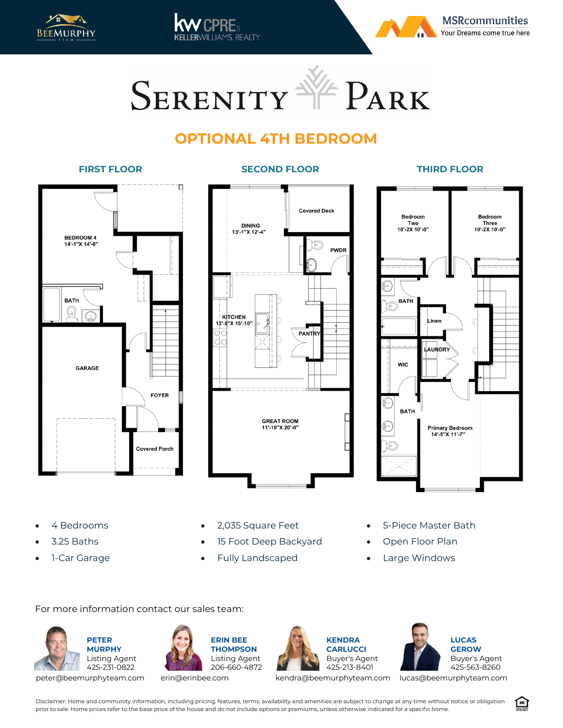BEEMURPHY TEAM

kw CPRE KELLERWILLIAMS. REALTY

MSRcommunities
Your Dreams come true here

# SERENITY PARK

## OPTIONAL 4TH BEDROOM

### FIRST FLOOR

BEDROOM 4
14'-1"X 14'-0"

BATH

GARAGE

FOYER

Covered Porch

### SECOND FLOOR

Covered Deck

DINING
13'-1"X 12'-4"

PWDR

KITCHEN
13'-8"X 15'-10"

PANTRY

GREAT ROOM
11'-10"X 20'-0"

### THIRD FLOOR

Bedroom Two
10'-2X 10'-0"

Bedroom Three
10'-2X 10'-0"

BATH

Linen

LAUNDRY

WIC

BATH

Primary Bedroom
14'-5"X 11'-7"

- 4 Bedrooms
- 3.25 Baths
- 1-Car Garage
- 2,035 Square Feet
- 15 Foot Deep Backyard
- Fully Landscaped
- 5-Piece Master Bath
- Open Floor Plan
- Large Windows

For more information contact our sales team:

**PETER MURPHY**
Listing Agent
425-231-0822
peter@beemurphyteam.com

**ERIN BEE THOMPSON**
Listing Agent
206-660-4872
erin@erinbee.com

**KENDRA CARLUCCI**
Buyer's Agent
425-213-8401
kendra@beemurphyteam.com

**LUCAS GEROW**
Buyer's Agent
425-563-8260
lucas@beemurphyteam.com

Disclaimer: Home and community information, including pricing, features, terms, availability and amenities are subject to change at any time without notice or obligation prior to sale. Home prices refer to the base price of the house and do not include options or premiums, unless otherwise indicated for a specific home.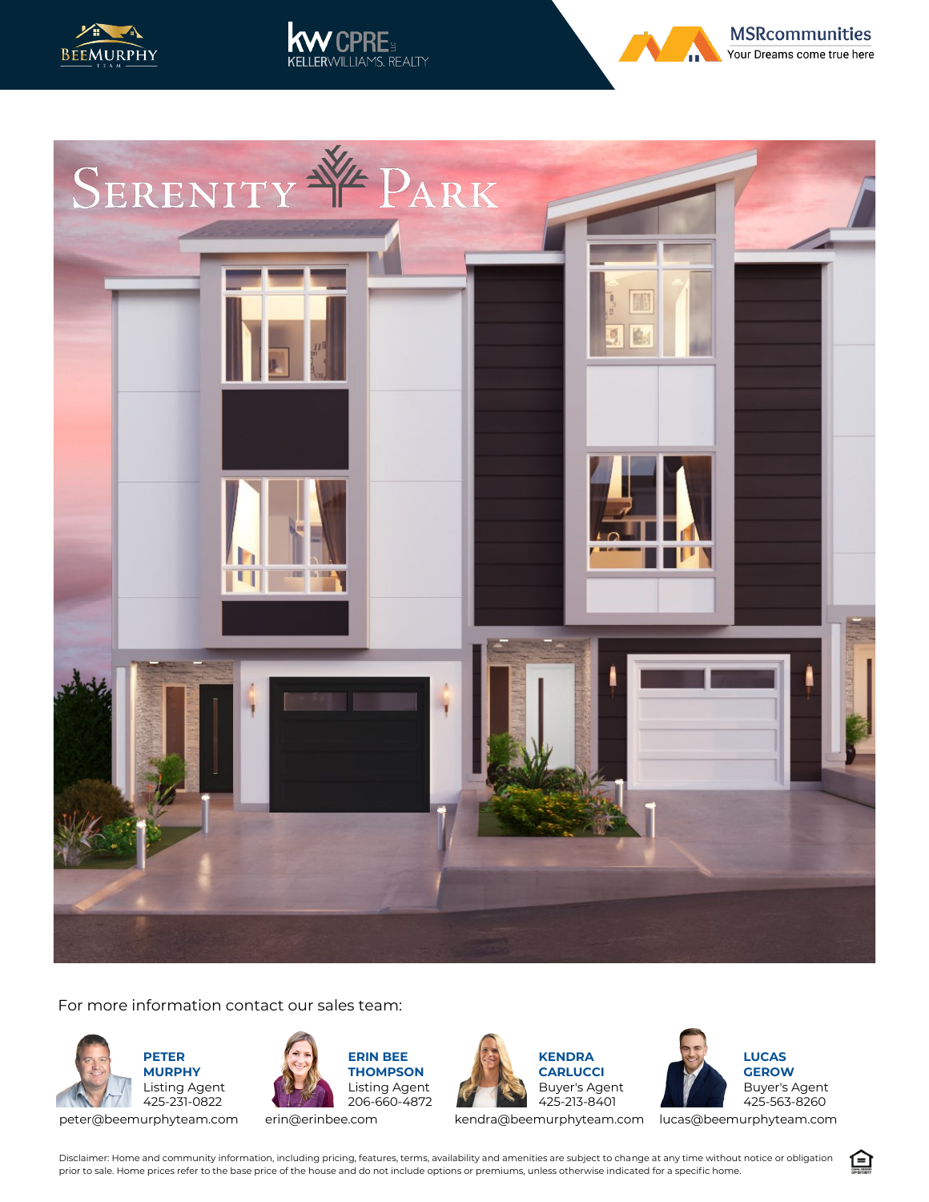BEEMURPHY TEAM

kw CPRE KELLERWILLIAMS. REALTY

MSRcommunities
Your Dreams come true here

# SERENITY PARK

For more information contact our sales team:

**PETER MURPHY**
Listing Agent
425-231-0822
peter@beemurphyteam.com

**ERIN BEE THOMPSON**
Listing Agent
206-660-4872
erin@erinbee.com

**KENDRA CARLUCCI**
Buyer's Agent
425-213-8401
kendra@beemurphyteam.com

**LUCAS GEROW**
Buyer's Agent
425-563-8260
lucas@beemurphyteam.com

Disclaimer: Home and community information, including pricing, features, terms, availability and amenities are subject to change at any time without notice or obligation prior to sale. Home prices refer to the base price of the house and do not include options or premiums, unless otherwise indicated for a specific home.